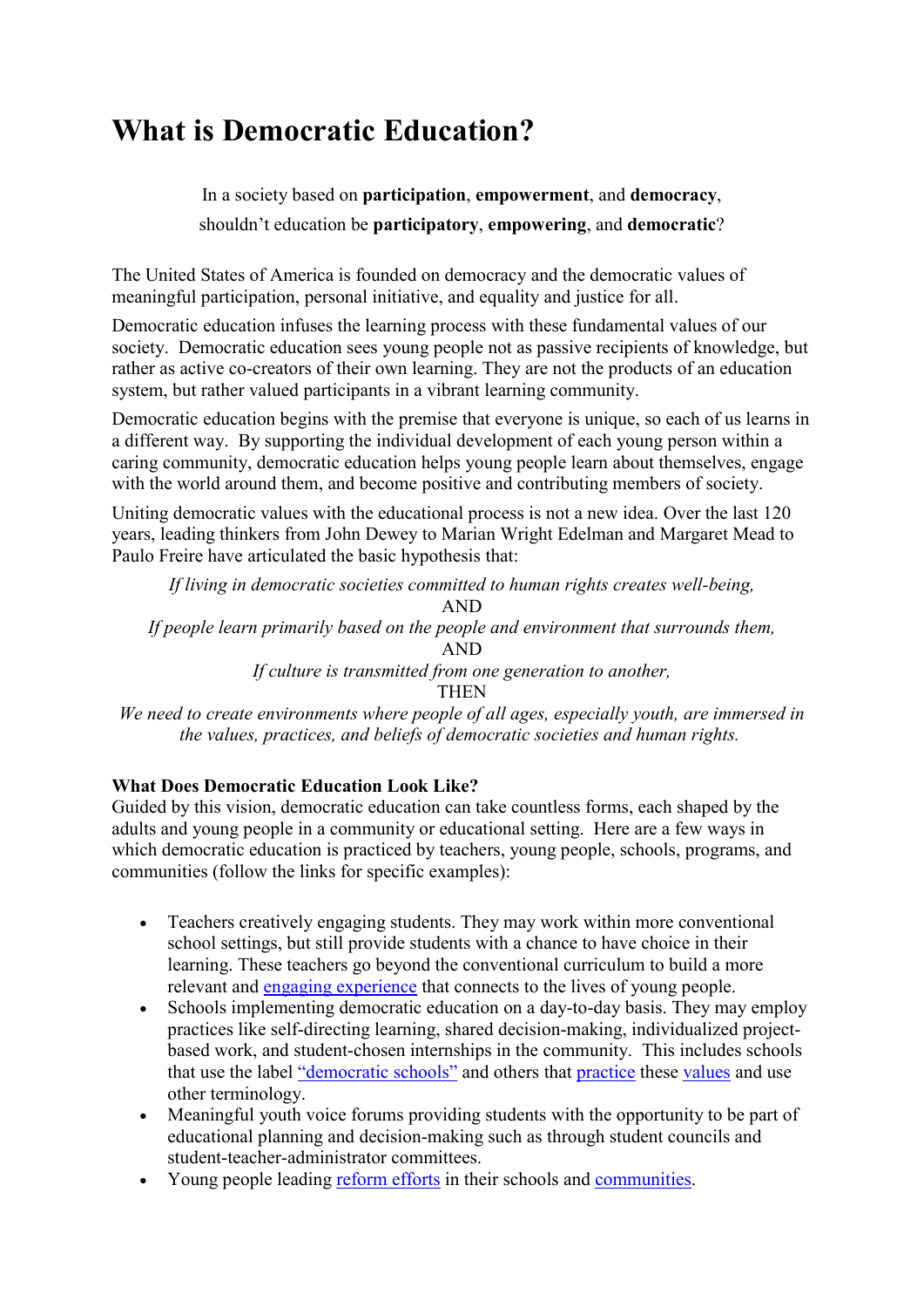# What is Democratic Education?

In a society based on **participation**, **empowerment**, and **democracy**, shouldn't education be **participatory**, **empowering**, and **democratic**?

The United States of America is founded on democracy and the democratic values of meaningful participation, personal initiative, and equality and justice for all.

Democratic education infuses the learning process with these fundamental values of our society. Democratic education sees young people not as passive recipients of knowledge, but rather as active co-creators of their own learning. They are not the products of an education system, but rather valued participants in a vibrant learning community.

Democratic education begins with the premise that everyone is unique, so each of us learns in a different way. By supporting the individual development of each young person within a caring community, democratic education helps young people learn about themselves, engage with the world around them, and become positive and contributing members of society.

Uniting democratic values with the educational process is not a new idea. Over the last 120 years, leading thinkers from John Dewey to Marian Wright Edelman and Margaret Mead to Paulo Freire have articulated the basic hypothesis that:

*If living in democratic societies committed to human rights creates well-being,*
AND
*If people learn primarily based on the people and environment that surrounds them,*
AND
*If culture is transmitted from one generation to another,*
THEN
*We need to create environments where people of all ages, especially youth, are immersed in the values, practices, and beliefs of democratic societies and human rights.*

**What Does Democratic Education Look Like?**

Guided by this vision, democratic education can take countless forms, each shaped by the adults and young people in a community or educational setting. Here are a few ways in which democratic education is practiced by teachers, young people, schools, programs, and communities (follow the links for specific examples):

- Teachers creatively engaging students. They may work within more conventional school settings, but still provide students with a chance to have choice in their learning. These teachers go beyond the conventional curriculum to build a more relevant and engaging experience that connects to the lives of young people.
- Schools implementing democratic education on a day-to-day basis. They may employ practices like self-directing learning, shared decision-making, individualized project-based work, and student-chosen internships in the community. This includes schools that use the label "democratic schools" and others that practice these values and use other terminology.
- Meaningful youth voice forums providing students with the opportunity to be part of educational planning and decision-making such as through student councils and student-teacher-administrator committees.
- Young people leading reform efforts in their schools and communities.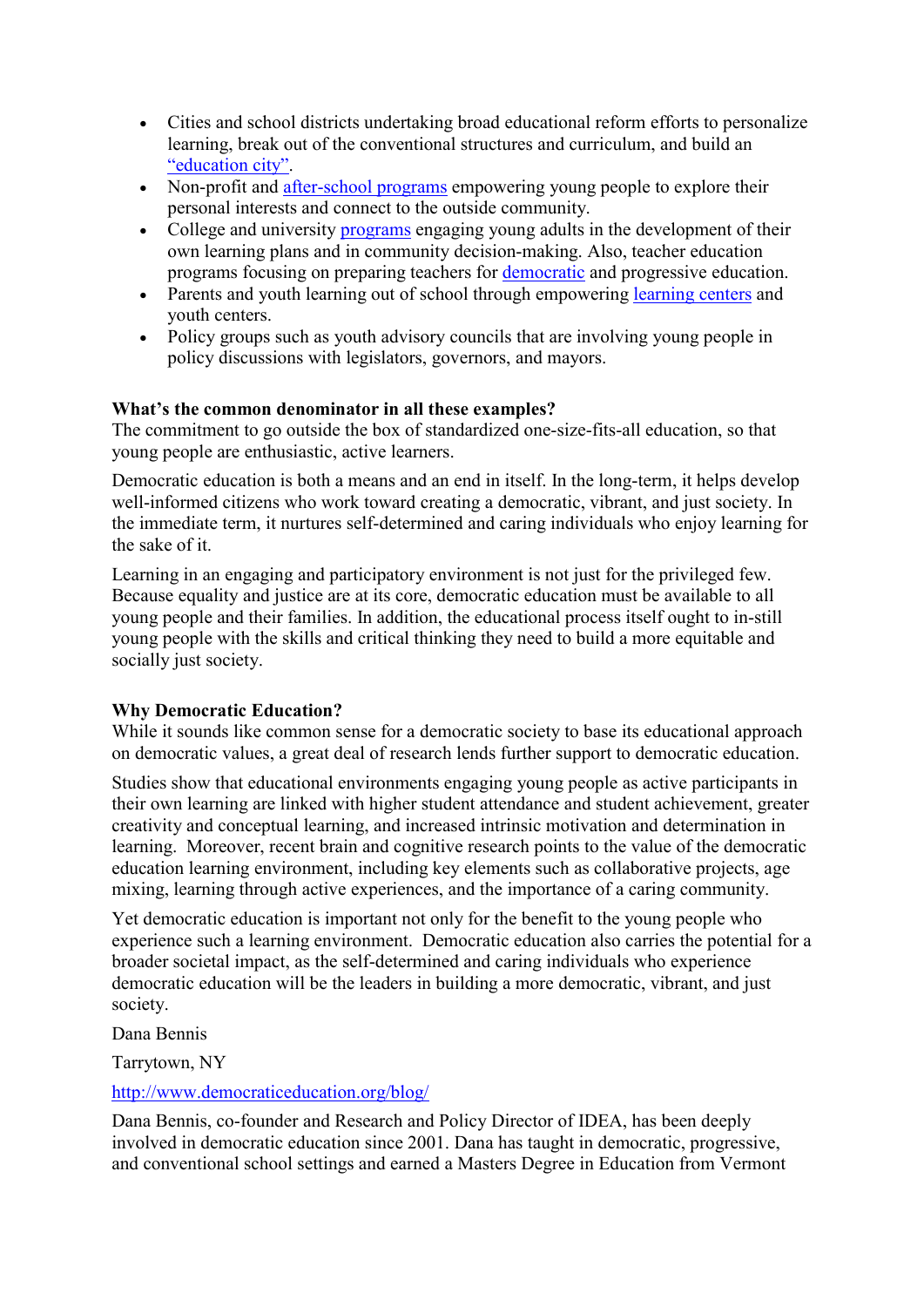- Cities and school districts undertaking broad educational reform efforts to personalize learning, break out of the conventional structures and curriculum, and build an "education city".
- Non-profit and after-school programs empowering young people to explore their personal interests and connect to the outside community.
- College and university programs engaging young adults in the development of their own learning plans and in community decision-making. Also, teacher education programs focusing on preparing teachers for democratic and progressive education.
- Parents and youth learning out of school through empowering learning centers and youth centers.
- Policy groups such as youth advisory councils that are involving young people in policy discussions with legislators, governors, and mayors.

**What's the common denominator in all these examples?**
The commitment to go outside the box of standardized one-size-fits-all education, so that young people are enthusiastic, active learners.

Democratic education is both a means and an end in itself. In the long-term, it helps develop well-informed citizens who work toward creating a democratic, vibrant, and just society. In the immediate term, it nurtures self-determined and caring individuals who enjoy learning for the sake of it.

Learning in an engaging and participatory environment is not just for the privileged few. Because equality and justice are at its core, democratic education must be available to all young people and their families. In addition, the educational process itself ought to in-still young people with the skills and critical thinking they need to build a more equitable and socially just society.

**Why Democratic Education?**
While it sounds like common sense for a democratic society to base its educational approach on democratic values, a great deal of research lends further support to democratic education.

Studies show that educational environments engaging young people as active participants in their own learning are linked with higher student attendance and student achievement, greater creativity and conceptual learning, and increased intrinsic motivation and determination in learning. Moreover, recent brain and cognitive research points to the value of the democratic education learning environment, including key elements such as collaborative projects, age mixing, learning through active experiences, and the importance of a caring community.

Yet democratic education is important not only for the benefit to the young people who experience such a learning environment. Democratic education also carries the potential for a broader societal impact, as the self-determined and caring individuals who experience democratic education will be the leaders in building a more democratic, vibrant, and just society.

Dana Bennis

Tarrytown, NY

http://www.democraticeducation.org/blog/

Dana Bennis, co-founder and Research and Policy Director of IDEA, has been deeply involved in democratic education since 2001. Dana has taught in democratic, progressive, and conventional school settings and earned a Masters Degree in Education from Vermont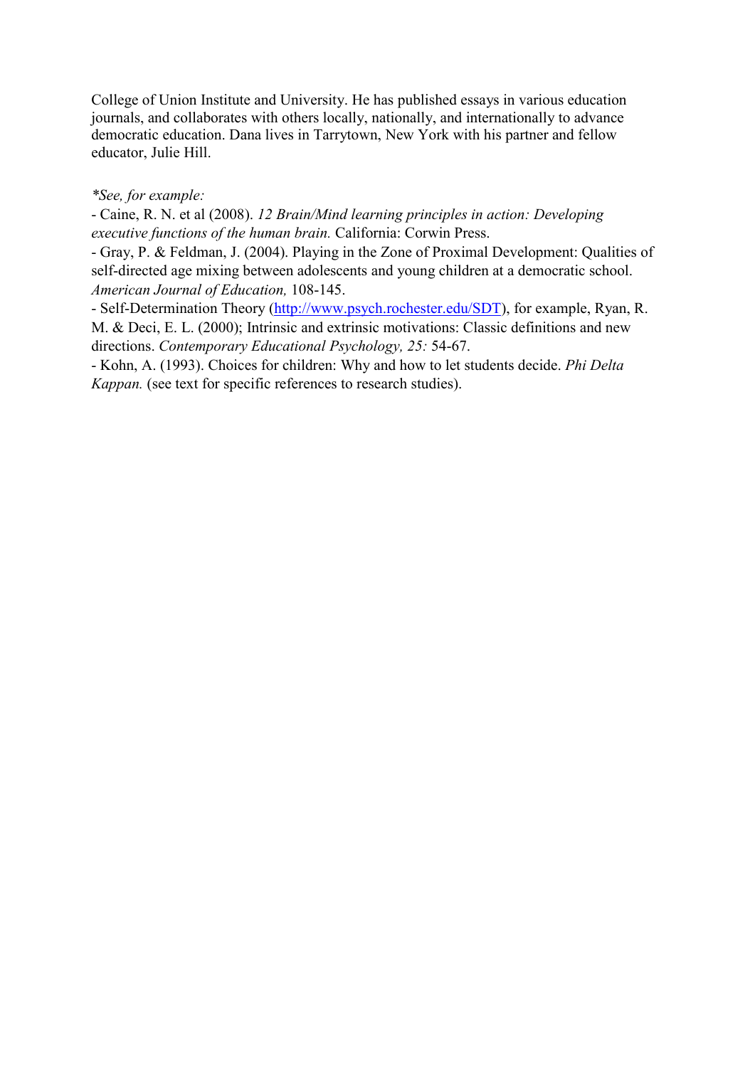College of Union Institute and University. He has published essays in various education journals, and collaborates with others locally, nationally, and internationally to advance democratic education. Dana lives in Tarrytown, New York with his partner and fellow educator, Julie Hill.

*\*See, for example:*

- Caine, R. N. et al (2008). *12 Brain/Mind learning principles in action: Developing executive functions of the human brain.* California: Corwin Press.
- Gray, P. & Feldman, J. (2004). Playing in the Zone of Proximal Development: Qualities of self-directed age mixing between adolescents and young children at a democratic school. *American Journal of Education,* 108-145.
- Self-Determination Theory (http://www.psych.rochester.edu/SDT), for example, Ryan, R. M. & Deci, E. L. (2000); Intrinsic and extrinsic motivations: Classic definitions and new directions. *Contemporary Educational Psychology, 25:* 54-67.
- Kohn, A. (1993). Choices for children: Why and how to let students decide. *Phi Delta Kappan.* (see text for specific references to research studies).